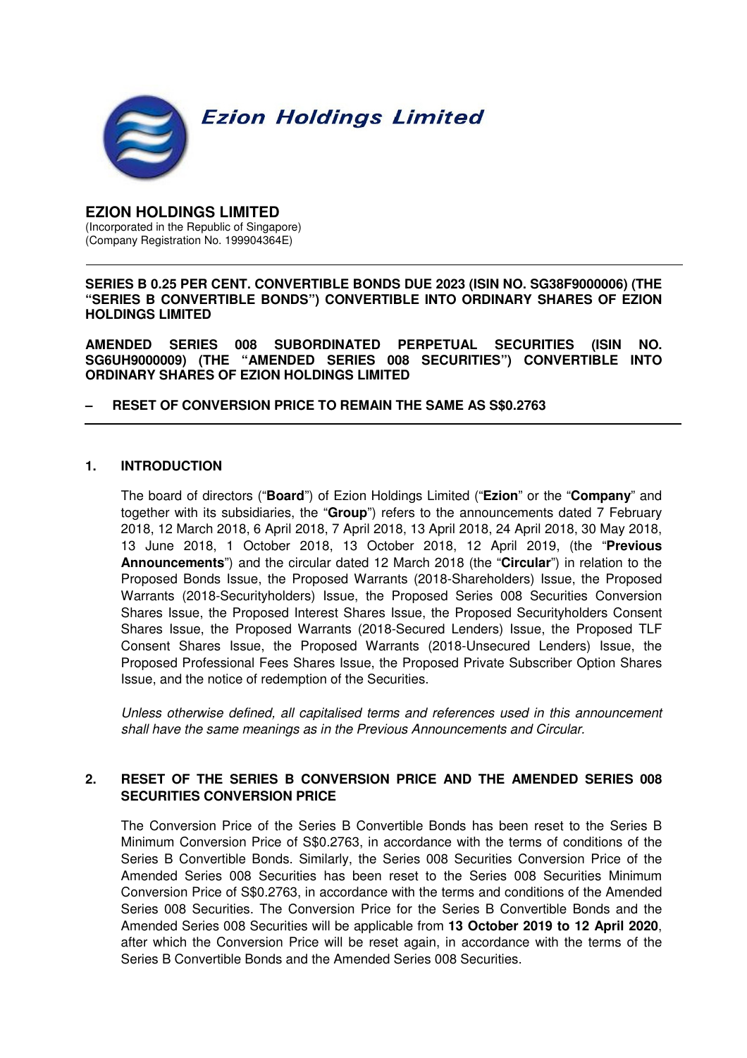**Ezion Holdings Limited**

# EZION HOLDINGS LIMITED

(Incorporated in the Republic of Singapore)
(Company Registration No. 199904364E)

---

**SERIES B 0.25 PER CENT. CONVERTIBLE BONDS DUE 2023 (ISIN NO. SG38F9000006) (THE "SERIES B CONVERTIBLE BONDS") CONVERTIBLE INTO ORDINARY SHARES OF EZION HOLDINGS LIMITED**

**AMENDED SERIES 008 SUBORDINATED PERPETUAL SECURITIES (ISIN NO. SG6UH9000009) (THE "AMENDED SERIES 008 SECURITIES") CONVERTIBLE INTO ORDINARY SHARES OF EZION HOLDINGS LIMITED**

**– RESET OF CONVERSION PRICE TO REMAIN THE SAME AS S$0.2763**

---

## 1. INTRODUCTION

The board of directors ("**Board**") of Ezion Holdings Limited ("**Ezion**" or the "**Company**" and together with its subsidiaries, the "**Group**") refers to the announcements dated 7 February 2018, 12 March 2018, 6 April 2018, 7 April 2018, 13 April 2018, 24 April 2018, 30 May 2018, 13 June 2018, 1 October 2018, 13 October 2018, 12 April 2019, (the "**Previous Announcements**") and the circular dated 12 March 2018 (the "**Circular**") in relation to the Proposed Bonds Issue, the Proposed Warrants (2018-Shareholders) Issue, the Proposed Warrants (2018-Securityholders) Issue, the Proposed Series 008 Securities Conversion Shares Issue, the Proposed Interest Shares Issue, the Proposed Securityholders Consent Shares Issue, the Proposed Warrants (2018-Secured Lenders) Issue, the Proposed TLF Consent Shares Issue, the Proposed Warrants (2018-Unsecured Lenders) Issue, the Proposed Professional Fees Shares Issue, the Proposed Private Subscriber Option Shares Issue, and the notice of redemption of the Securities.

*Unless otherwise defined, all capitalised terms and references used in this announcement shall have the same meanings as in the Previous Announcements and Circular.*

## 2. RESET OF THE SERIES B CONVERSION PRICE AND THE AMENDED SERIES 008 SECURITIES CONVERSION PRICE

The Conversion Price of the Series B Convertible Bonds has been reset to the Series B Minimum Conversion Price of S$0.2763, in accordance with the terms of conditions of the Series B Convertible Bonds. Similarly, the Series 008 Securities Conversion Price of the Amended Series 008 Securities has been reset to the Series 008 Securities Minimum Conversion Price of S$0.2763, in accordance with the terms and conditions of the Amended Series 008 Securities. The Conversion Price for the Series B Convertible Bonds and the Amended Series 008 Securities will be applicable from **13 October 2019 to 12 April 2020**, after which the Conversion Price will be reset again, in accordance with the terms of the Series B Convertible Bonds and the Amended Series 008 Securities.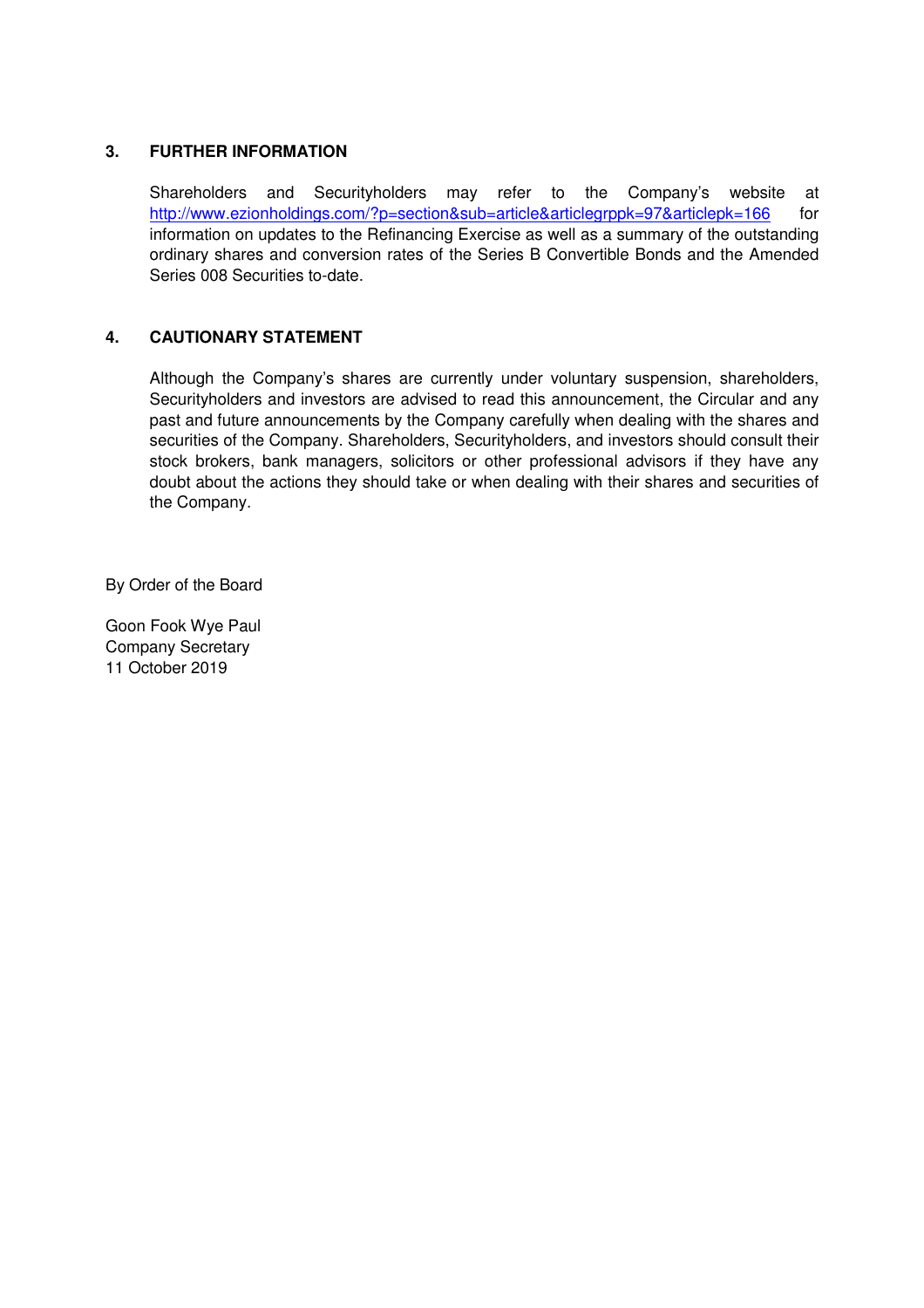## 3. FURTHER INFORMATION

Shareholders and Securityholders may refer to the Company's website at [http://www.ezionholdings.com/?p=section&sub=article&articlegrppk=97&articlepk=166](http://www.ezionholdings.com/?p=section&sub=article&articlegrppk=97&articlepk=166) for information on updates to the Refinancing Exercise as well as a summary of the outstanding ordinary shares and conversion rates of the Series B Convertible Bonds and the Amended Series 008 Securities to-date.

## 4. CAUTIONARY STATEMENT

Although the Company's shares are currently under voluntary suspension, shareholders, Securityholders and investors are advised to read this announcement, the Circular and any past and future announcements by the Company carefully when dealing with the shares and securities of the Company. Shareholders, Securityholders, and investors should consult their stock brokers, bank managers, solicitors or other professional advisors if they have any doubt about the actions they should take or when dealing with their shares and securities of the Company.

By Order of the Board

Goon Fook Wye Paul
Company Secretary
11 October 2019